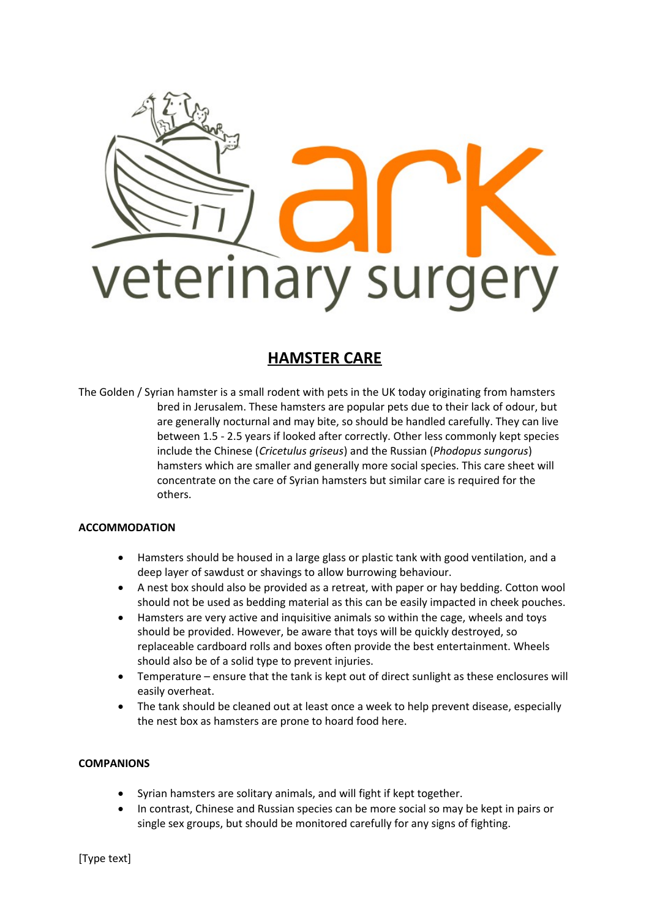ark veterinary surgery

# HAMSTER CARE

The Golden / Syrian hamster is a small rodent with pets in the UK today originating from hamsters bred in Jerusalem. These hamsters are popular pets due to their lack of odour, but are generally nocturnal and may bite, so should be handled carefully. They can live between 1.5 - 2.5 years if looked after correctly. Other less commonly kept species include the Chinese (*Cricetulus griseus*) and the Russian (*Phodopus sungorus*) hamsters which are smaller and generally more social species. This care sheet will concentrate on the care of Syrian hamsters but similar care is required for the others.

**ACCOMMODATION**

- Hamsters should be housed in a large glass or plastic tank with good ventilation, and a deep layer of sawdust or shavings to allow burrowing behaviour.
- A nest box should also be provided as a retreat, with paper or hay bedding. Cotton wool should not be used as bedding material as this can be easily impacted in cheek pouches.
- Hamsters are very active and inquisitive animals so within the cage, wheels and toys should be provided. However, be aware that toys will be quickly destroyed, so replaceable cardboard rolls and boxes often provide the best entertainment. Wheels should also be of a solid type to prevent injuries.
- Temperature – ensure that the tank is kept out of direct sunlight as these enclosures will easily overheat.
- The tank should be cleaned out at least once a week to help prevent disease, especially the nest box as hamsters are prone to hoard food here.

**COMPANIONS**

- Syrian hamsters are solitary animals, and will fight if kept together.
- In contrast, Chinese and Russian species can be more social so may be kept in pairs or single sex groups, but should be monitored carefully for any signs of fighting.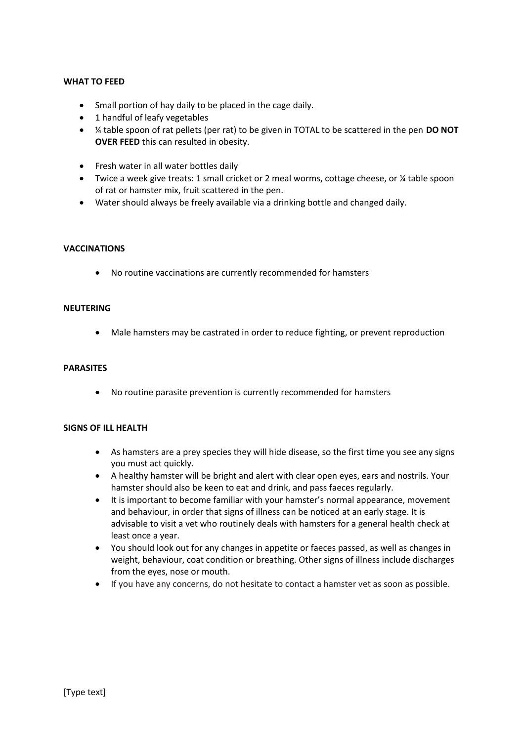**WHAT TO FEED**

- Small portion of hay daily to be placed in the cage daily.
- 1 handful of leafy vegetables
- ¼ table spoon of rat pellets (per rat) to be given in TOTAL to be scattered in the pen **DO NOT OVER FEED** this can resulted in obesity.

- Fresh water in all water bottles daily
- Twice a week give treats: 1 small cricket or 2 meal worms, cottage cheese, or ¼ table spoon of rat or hamster mix, fruit scattered in the pen.
- Water should always be freely available via a drinking bottle and changed daily.

**VACCINATIONS**

- No routine vaccinations are currently recommended for hamsters

**NEUTERING**

- Male hamsters may be castrated in order to reduce fighting, or prevent reproduction

**PARASITES**

- No routine parasite prevention is currently recommended for hamsters

**SIGNS OF ILL HEALTH**

- As hamsters are a prey species they will hide disease, so the first time you see any signs you must act quickly.
- A healthy hamster will be bright and alert with clear open eyes, ears and nostrils. Your hamster should also be keen to eat and drink, and pass faeces regularly.
- It is important to become familiar with your hamster's normal appearance, movement and behaviour, in order that signs of illness can be noticed at an early stage. It is advisable to visit a vet who routinely deals with hamsters for a general health check at least once a year.
- You should look out for any changes in appetite or faeces passed, as well as changes in weight, behaviour, coat condition or breathing. Other signs of illness include discharges from the eyes, nose or mouth.
- If you have any concerns, do not hesitate to contact a hamster vet as soon as possible.